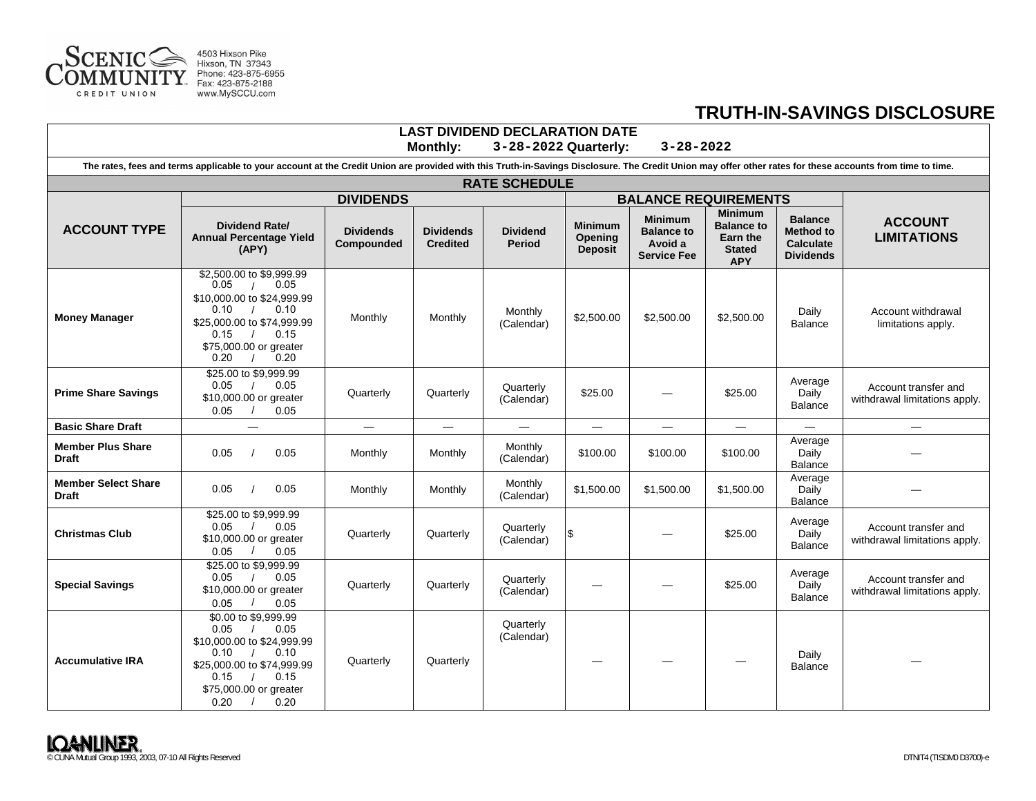Scenic Community Credit Union
4503 Hixson Pike
Hixson, TN 37343
Phone: 423-875-6955
Fax: 423-875-2188
www.MySCCU.com

# TRUTH-IN-SAVINGS DISCLOSURE

**LAST DIVIDEND DECLARATION DATE**
**Monthly:** 3-28-2022 **Quarterly:** 3-28-2022

**The rates, fees and terms applicable to your account at the Credit Union are provided with this Truth-in-Savings Disclosure. The Credit Union may offer other rates for these accounts from time to time.**

## RATE SCHEDULE

| ACCOUNT TYPE | DIVIDENDS | | | | BALANCE REQUIREMENTS | | | | ACCOUNT LIMITATIONS |
|---|---|---|---|---|---|---|---|---|---|
| | Dividend Rate/ Annual Percentage Yield (APY) | Dividends Compounded | Dividends Credited | Dividend Period | Minimum Opening Deposit | Minimum Balance to Avoid a Service Fee | Minimum Balance to Earn the Stated APY | Balance Method to Calculate Dividends | |
| **Money Manager** | $2,500.00 to $9,999.99 0.05 / 0.05<br>$10,000.00 to $24,999.99 0.10 / 0.10<br>$25,000.00 to $74,999.99 0.15 / 0.15<br>$75,000.00 or greater 0.20 / 0.20 | Monthly | Monthly | Monthly (Calendar) | $2,500.00 | $2,500.00 | $2,500.00 | Daily Balance | Account withdrawal limitations apply. |
| **Prime Share Savings** | $25.00 to $9,999.99 0.05 / 0.05<br>$10,000.00 or greater 0.05 / 0.05 | Quarterly | Quarterly | Quarterly (Calendar) | $25.00 | — | $25.00 | Average Daily Balance | Account transfer and withdrawal limitations apply. |
| **Basic Share Draft** | — | — | — | — | — | — | — | — | — |
| **Member Plus Share Draft** | 0.05 / 0.05 | Monthly | Monthly | Monthly (Calendar) | $100.00 | $100.00 | $100.00 | Average Daily Balance | — |
| **Member Select Share Draft** | 0.05 / 0.05 | Monthly | Monthly | Monthly (Calendar) | $1,500.00 | $1,500.00 | $1,500.00 | Average Daily Balance | — |
| **Christmas Club** | $25.00 to $9,999.99 0.05 / 0.05<br>$10,000.00 or greater 0.05 / 0.05 | Quarterly | Quarterly | Quarterly (Calendar) | $ | — | $25.00 | Average Daily Balance | Account transfer and withdrawal limitations apply. |
| **Special Savings** | $25.00 to $9,999.99 0.05 / 0.05<br>$10,000.00 or greater 0.05 / 0.05 | Quarterly | Quarterly | Quarterly (Calendar) | — | — | $25.00 | Average Daily Balance | Account transfer and withdrawal limitations apply. |
| **Accumulative IRA** | $0.00 to $9,999.99 0.05 / 0.05<br>$10,000.00 to $24,999.99 0.10 / 0.10<br>$25,000.00 to $74,999.99 0.15 / 0.15<br>$75,000.00 or greater 0.20 / 0.20 | Quarterly | Quarterly | Quarterly (Calendar) | — | — | — | Daily Balance | — |

LOANLINER.
© CUNA Mutual Group 1993, 2003, 07-10 All Rights Reserved

DTNIT4 (TISDM0 D3700)-e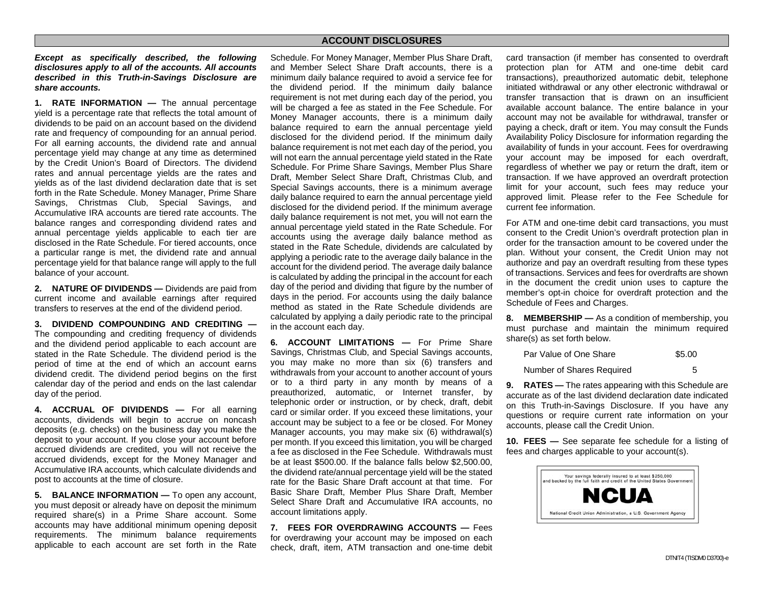## ACCOUNT DISCLOSURES

***Except as specifically described, the following disclosures apply to all of the accounts. All accounts described in this Truth-in-Savings Disclosure are share accounts.***

**1. RATE INFORMATION —** The annual percentage yield is a percentage rate that reflects the total amount of dividends to be paid on an account based on the dividend rate and frequency of compounding for an annual period. For all earning accounts, the dividend rate and annual percentage yield may change at any time as determined by the Credit Union's Board of Directors. The dividend rates and annual percentage yields are the rates and yields as of the last dividend declaration date that is set forth in the Rate Schedule. Money Manager, Prime Share Savings, Christmas Club, Special Savings, and Accumulative IRA accounts are tiered rate accounts. The balance ranges and corresponding dividend rates and annual percentage yields applicable to each tier are disclosed in the Rate Schedule. For tiered accounts, once a particular range is met, the dividend rate and annual percentage yield for that balance range will apply to the full balance of your account.

**2. NATURE OF DIVIDENDS —** Dividends are paid from current income and available earnings after required transfers to reserves at the end of the dividend period.

**3. DIVIDEND COMPOUNDING AND CREDITING —** The compounding and crediting frequency of dividends and the dividend period applicable to each account are stated in the Rate Schedule. The dividend period is the period of time at the end of which an account earns dividend credit. The dividend period begins on the first calendar day of the period and ends on the last calendar day of the period.

**4. ACCRUAL OF DIVIDENDS —** For all earning accounts, dividends will begin to accrue on noncash deposits (e.g. checks) on the business day you make the deposit to your account. If you close your account before accrued dividends are credited, you will not receive the accrued dividends, except for the Money Manager and Accumulative IRA accounts, which calculate dividends and post to accounts at the time of closure.

**5. BALANCE INFORMATION —** To open any account, you must deposit or already have on deposit the minimum required share(s) in a Prime Share account. Some accounts may have additional minimum opening deposit requirements. The minimum balance requirements applicable to each account are set forth in the Rate Schedule. For Money Manager, Member Plus Share Draft, and Member Select Share Draft accounts, there is a minimum daily balance required to avoid a service fee for the dividend period. If the minimum daily balance requirement is not met during each day of the period, you will be charged a fee as stated in the Fee Schedule. For Money Manager accounts, there is a minimum daily balance required to earn the annual percentage yield disclosed for the dividend period. If the minimum daily balance requirement is not met each day of the period, you will not earn the annual percentage yield stated in the Rate Schedule. For Prime Share Savings, Member Plus Share Draft, Member Select Share Draft, Christmas Club, and Special Savings accounts, there is a minimum average daily balance required to earn the annual percentage yield disclosed for the dividend period. If the minimum average daily balance requirement is not met, you will not earn the annual percentage yield stated in the Rate Schedule. For accounts using the average daily balance method as stated in the Rate Schedule, dividends are calculated by applying a periodic rate to the average daily balance in the account for the dividend period. The average daily balance is calculated by adding the principal in the account for each day of the period and dividing that figure by the number of days in the period. For accounts using the daily balance method as stated in the Rate Schedule dividends are calculated by applying a daily periodic rate to the principal in the account each day.

**6. ACCOUNT LIMITATIONS —** For Prime Share Savings, Christmas Club, and Special Savings accounts, you may make no more than six (6) transfers and withdrawals from your account to another account of yours or to a third party in any month by means of a preauthorized, automatic, or Internet transfer, by telephonic order or instruction, or by check, draft, debit card or similar order. If you exceed these limitations, your account may be subject to a fee or be closed. For Money Manager accounts, you may make six (6) withdrawal(s) per month. If you exceed this limitation, you will be charged a fee as disclosed in the Fee Schedule. Withdrawals must be at least $500.00. If the balance falls below $2,500.00, the dividend rate/annual percentage yield will be the stated rate for the Basic Share Draft account at that time. For Basic Share Draft, Member Plus Share Draft, Member Select Share Draft and Accumulative IRA accounts, no account limitations apply.

**7. FEES FOR OVERDRAWING ACCOUNTS —** Fees for overdrawing your account may be imposed on each check, draft, item, ATM transaction and one-time debit card transaction (if member has consented to overdraft protection plan for ATM and one-time debit card transactions), preauthorized automatic debit, telephone initiated withdrawal or any other electronic withdrawal or transfer transaction that is drawn on an insufficient available account balance. The entire balance in your account may not be available for withdrawal, transfer or paying a check, draft or item. You may consult the Funds Availability Policy Disclosure for information regarding the availability of funds in your account. Fees for overdrawing your account may be imposed for each overdraft, regardless of whether we pay or return the draft, item or transaction. If we have approved an overdraft protection limit for your account, such fees may reduce your approved limit. Please refer to the Fee Schedule for current fee information.

For ATM and one-time debit card transactions, you must consent to the Credit Union's overdraft protection plan in order for the transaction amount to be covered under the plan. Without your consent, the Credit Union may not authorize and pay an overdraft resulting from these types of transactions. Services and fees for overdrafts are shown in the document the credit union uses to capture the member's opt-in choice for overdraft protection and the Schedule of Fees and Charges.

**8. MEMBERSHIP —** As a condition of membership, you must purchase and maintain the minimum required share(s) as set forth below.

| | |
|---|---|
| Par Value of One Share | $5.00 |
| Number of Shares Required | 5 |

**9. RATES —** The rates appearing with this Schedule are accurate as of the last dividend declaration date indicated on this Truth-in-Savings Disclosure. If you have any questions or require current rate information on your accounts, please call the Credit Union.

**10. FEES —** See separate fee schedule for a listing of fees and charges applicable to your account(s).

Your savings federally insured to at least $250,000
and backed by the full faith and credit of the United States Government

**NCUA**

National Credit Union Administration, a U.S. Government Agency

DTNIT4 (TISDM0 D3700)-e